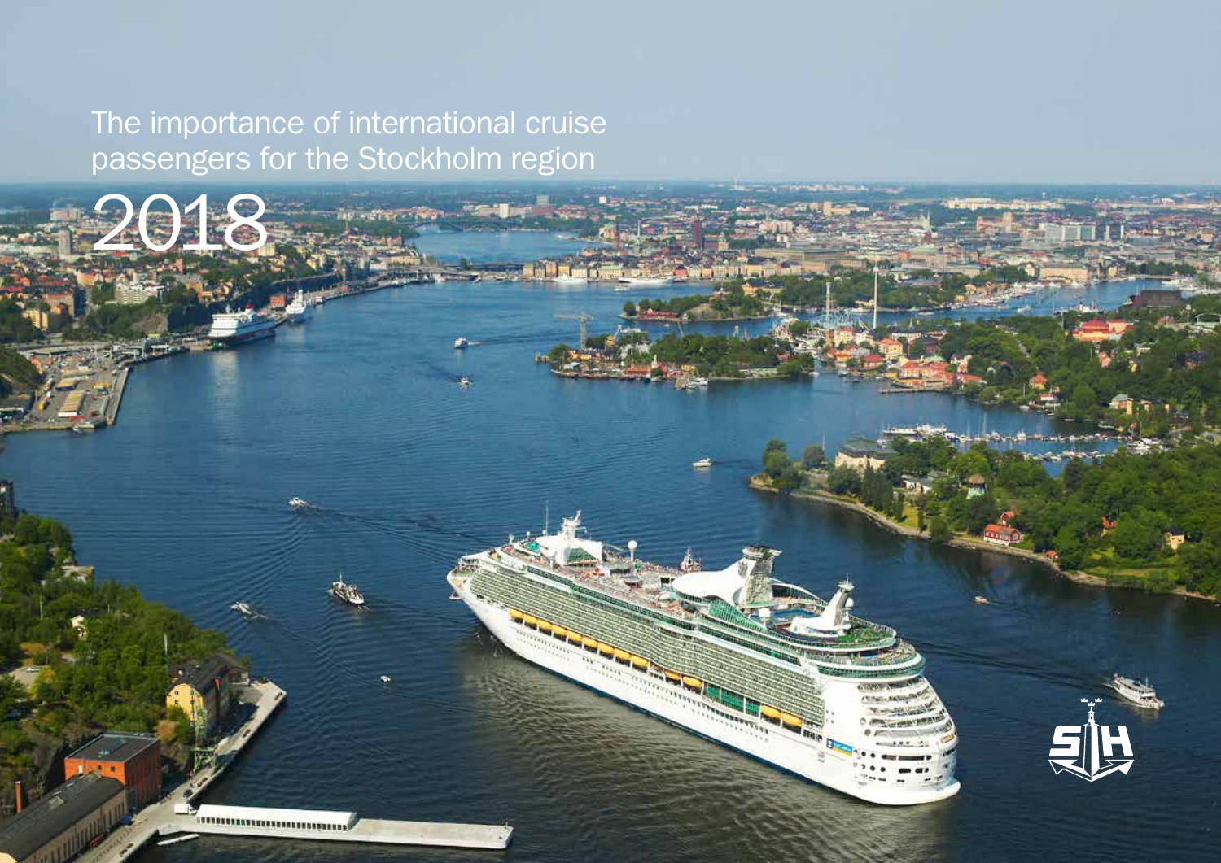# The importance of international cruise passengers for the Stockholm region

# 2018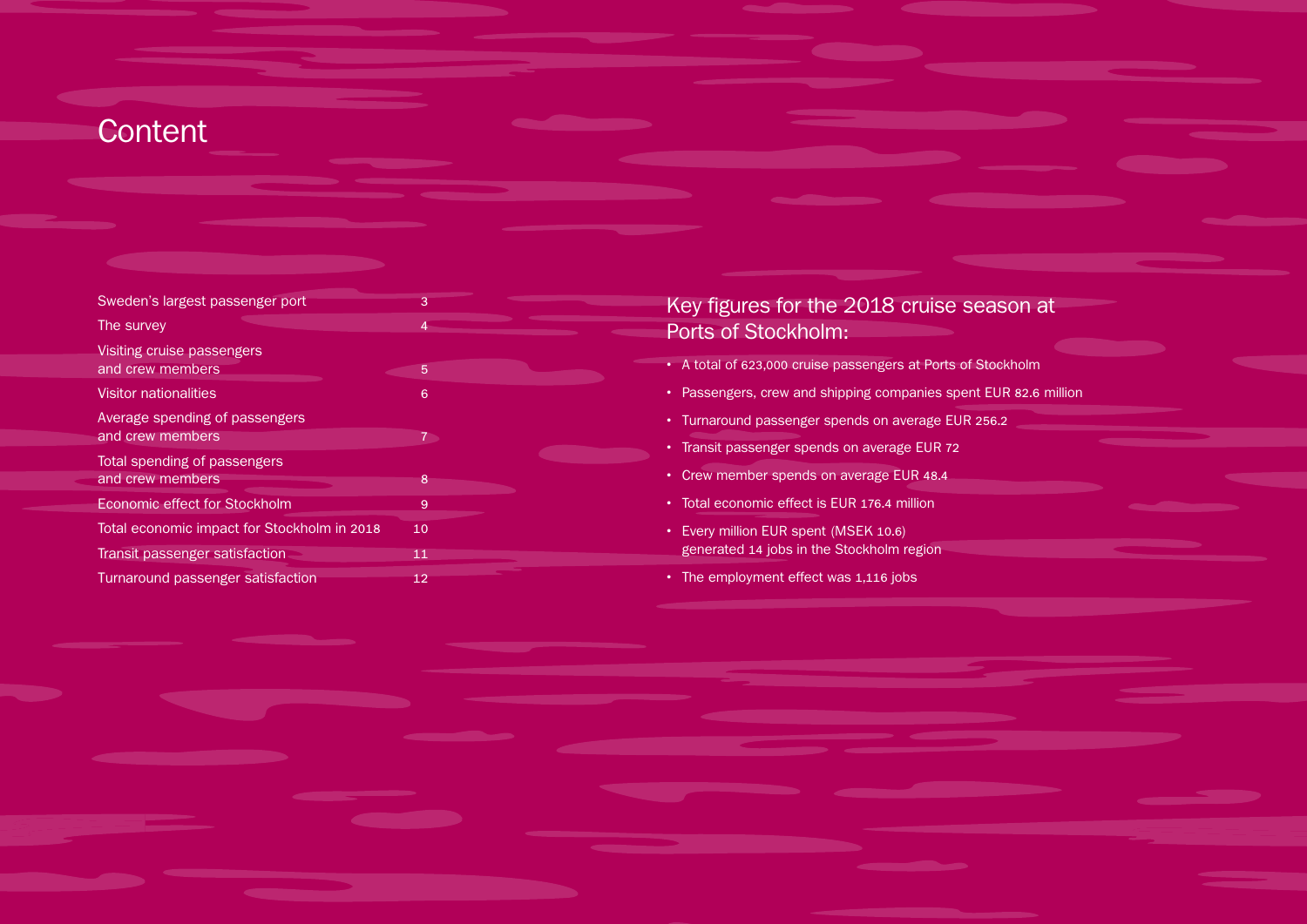# Content

| | |
|---|---|
| Sweden's largest passenger port | 3 |
| The survey | 4 |
| Visiting cruise passengers and crew members | 5 |
| Visitor nationalities | 6 |
| Average spending of passengers and crew members | 7 |
| Total spending of passengers and crew members | 8 |
| Economic effect for Stockholm | 9 |
| Total economic impact for Stockholm in 2018 | 10 |
| Transit passenger satisfaction | 11 |
| Turnaround passenger satisfaction | 12 |

## Key figures for the 2018 cruise season at Ports of Stockholm:

- A total of 623,000 cruise passengers at Ports of Stockholm
- Passengers, crew and shipping companies spent EUR 82.6 million
- Turnaround passenger spends on average EUR 256.2
- Transit passenger spends on average EUR 72
- Crew member spends on average EUR 48.4
- Total economic effect is EUR 176.4 million
- Every million EUR spent (MSEK 10.6) generated 14 jobs in the Stockholm region
- The employment effect was 1,116 jobs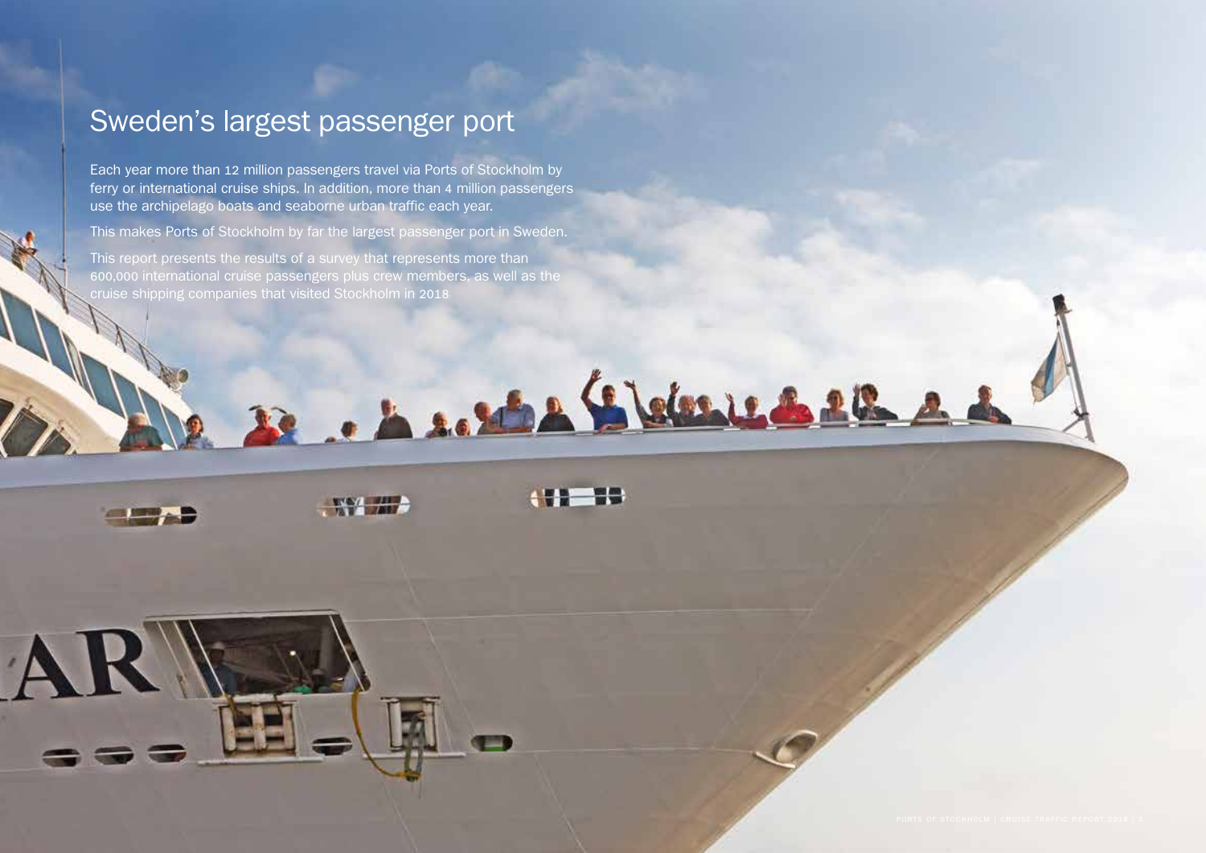# Sweden's largest passenger port

Each year more than 12 million passengers travel via Ports of Stockholm by ferry or international cruise ships. In addition, more than 4 million passengers use the archipelago boats and seaborne urban traffic each year.

This makes Ports of Stockholm by far the largest passenger port in Sweden.

This report presents the results of a survey that represents more than 600,000 international cruise passengers plus crew members, as well as the cruise shipping companies that visited Stockholm in 2018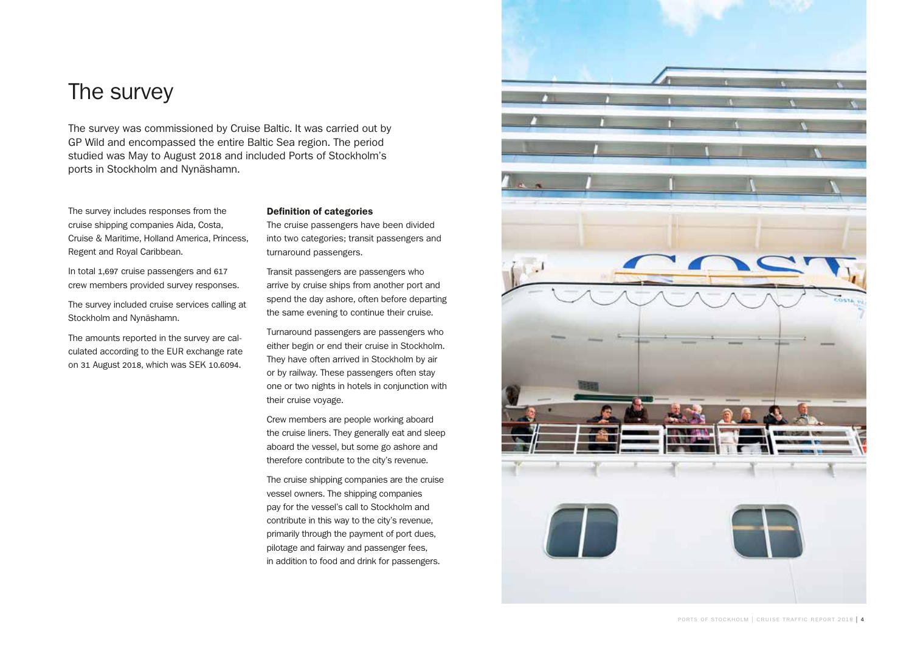# The survey

The survey was commissioned by Cruise Baltic. It was carried out by GP Wild and encompassed the entire Baltic Sea region. The period studied was May to August 2018 and included Ports of Stockholm's ports in Stockholm and Nynäshamn.

The survey includes responses from the cruise shipping companies Aida, Costa, Cruise & Maritime, Holland America, Princess, Regent and Royal Caribbean.

In total 1,697 cruise passengers and 617 crew members provided survey responses.

The survey included cruise services calling at Stockholm and Nynäshamn.

The amounts reported in the survey are calculated according to the EUR exchange rate on 31 August 2018, which was SEK 10.6094.

**Definition of categories**

The cruise passengers have been divided into two categories; transit passengers and turnaround passengers.

Transit passengers are passengers who arrive by cruise ships from another port and spend the day ashore, often before departing the same evening to continue their cruise.

Turnaround passengers are passengers who either begin or end their cruise in Stockholm. They have often arrived in Stockholm by air or by railway. These passengers often stay one or two nights in hotels in conjunction with their cruise voyage.

Crew members are people working aboard the cruise liners. They generally eat and sleep aboard the vessel, but some go ashore and therefore contribute to the city's revenue.

The cruise shipping companies are the cruise vessel owners. The shipping companies pay for the vessel's call to Stockholm and contribute in this way to the city's revenue, primarily through the payment of port dues, pilotage and fairway and passenger fees, in addition to food and drink for passengers.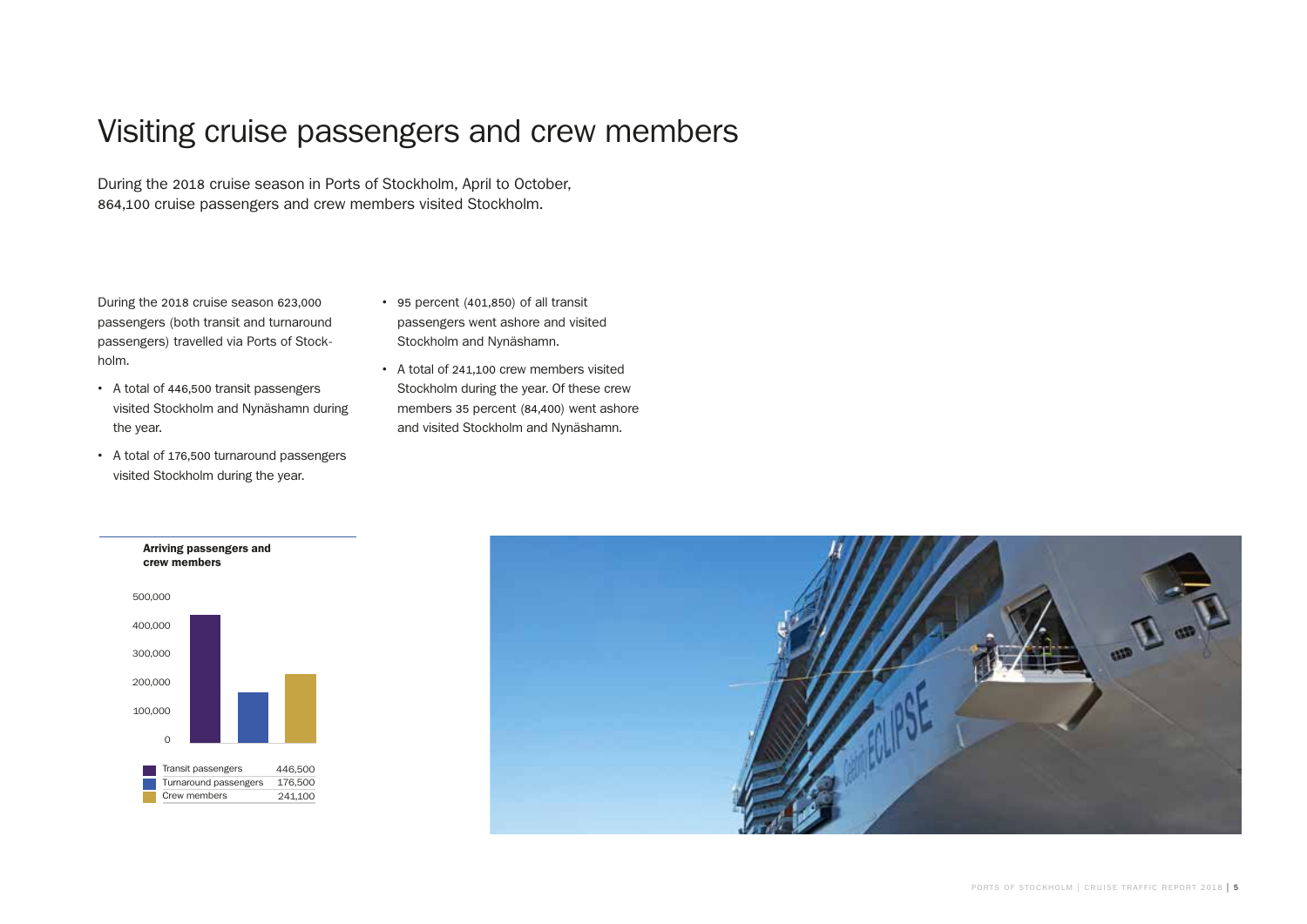# Visiting cruise passengers and crew members

During the 2018 cruise season in Ports of Stockholm, April to October, 864,100 cruise passengers and crew members visited Stockholm.

During the 2018 cruise season 623,000 passengers (both transit and turnaround passengers) travelled via Ports of Stockholm.

- A total of 446,500 transit passengers visited Stockholm and Nynäshamn during the year.
- A total of 176,500 turnaround passengers visited Stockholm during the year.
- 95 percent (401,850) of all transit passengers went ashore and visited Stockholm and Nynäshamn.
- A total of 241,100 crew members visited Stockholm during the year. Of these crew members 35 percent (84,400) went ashore and visited Stockholm and Nynäshamn.

**Arriving passengers and crew members**

| Category | Number |
| --- | --- |
| Transit passengers | 446,500 |
| Turnaround passengers | 176,500 |
| Crew members | 241,100 |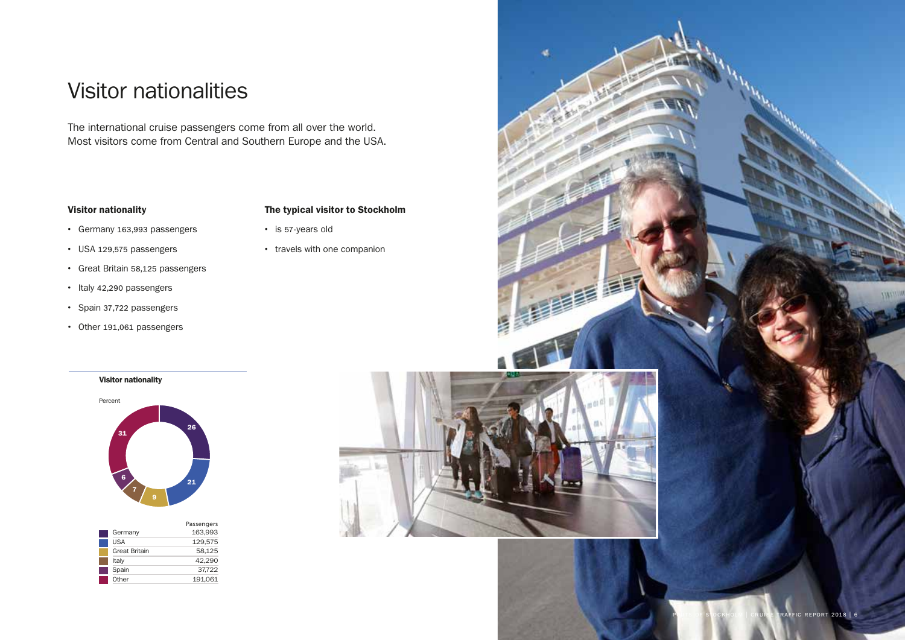# Visitor nationalities

The international cruise passengers come from all over the world. Most visitors come from Central and Southern Europe and the USA.

### Visitor nationality

- Germany 163,993 passengers
- USA 129,575 passengers
- Great Britain 58,125 passengers
- Italy 42,290 passengers
- Spain 37,722 passengers
- Other 191,061 passengers

### The typical visitor to Stockholm

- is 57-years old
- travels with one companion

**Visitor nationality**

Percent

| | Percent | Passengers |
|---|---|---|
| Germany | 26 | 163,993 |
| USA | 21 | 129,575 |
| Great Britain | 9 | 58,125 |
| Italy | 7 | 42,290 |
| Spain | 6 | 37,722 |
| Other | 31 | 191,061 |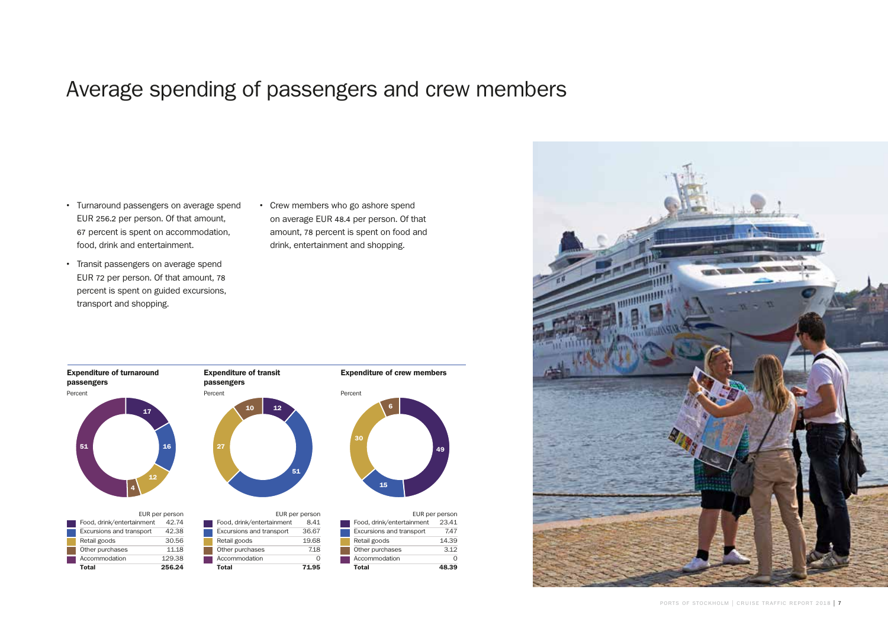# Average spending of passengers and crew members

- Turnaround passengers on average spend EUR 256.2 per person. Of that amount, 67 percent is spent on accommodation, food, drink and entertainment.
- Transit passengers on average spend EUR 72 per person. Of that amount, 78 percent is spent on guided excursions, transport and shopping.
- Crew members who go ashore spend on average EUR 48.4 per person. Of that amount, 78 percent is spent on food and drink, entertainment and shopping.

**Expenditure of turnaround passengers**

Percent

| | EUR per person |
|---|---|
| Food, drink/entertainment | 42.74 |
| Excursions and transport | 42.38 |
| Retail goods | 30.56 |
| Other purchases | 11.18 |
| Accommodation | 129.38 |
| **Total** | **256.24** |

**Expenditure of transit passengers**

Percent

| | EUR per person |
|---|---|
| Food, drink/entertainment | 8.41 |
| Excursions and transport | 36.67 |
| Retail goods | 19.68 |
| Other purchases | 7.18 |
| Accommodation | 0 |
| **Total** | **71.95** |

**Expenditure of crew members**

Percent

| | EUR per person |
|---|---|
| Food, drink/entertainment | 23.41 |
| Excursions and transport | 7.47 |
| Retail goods | 14.39 |
| Other purchases | 3.12 |
| Accommodation | 0 |
| **Total** | **48.39** |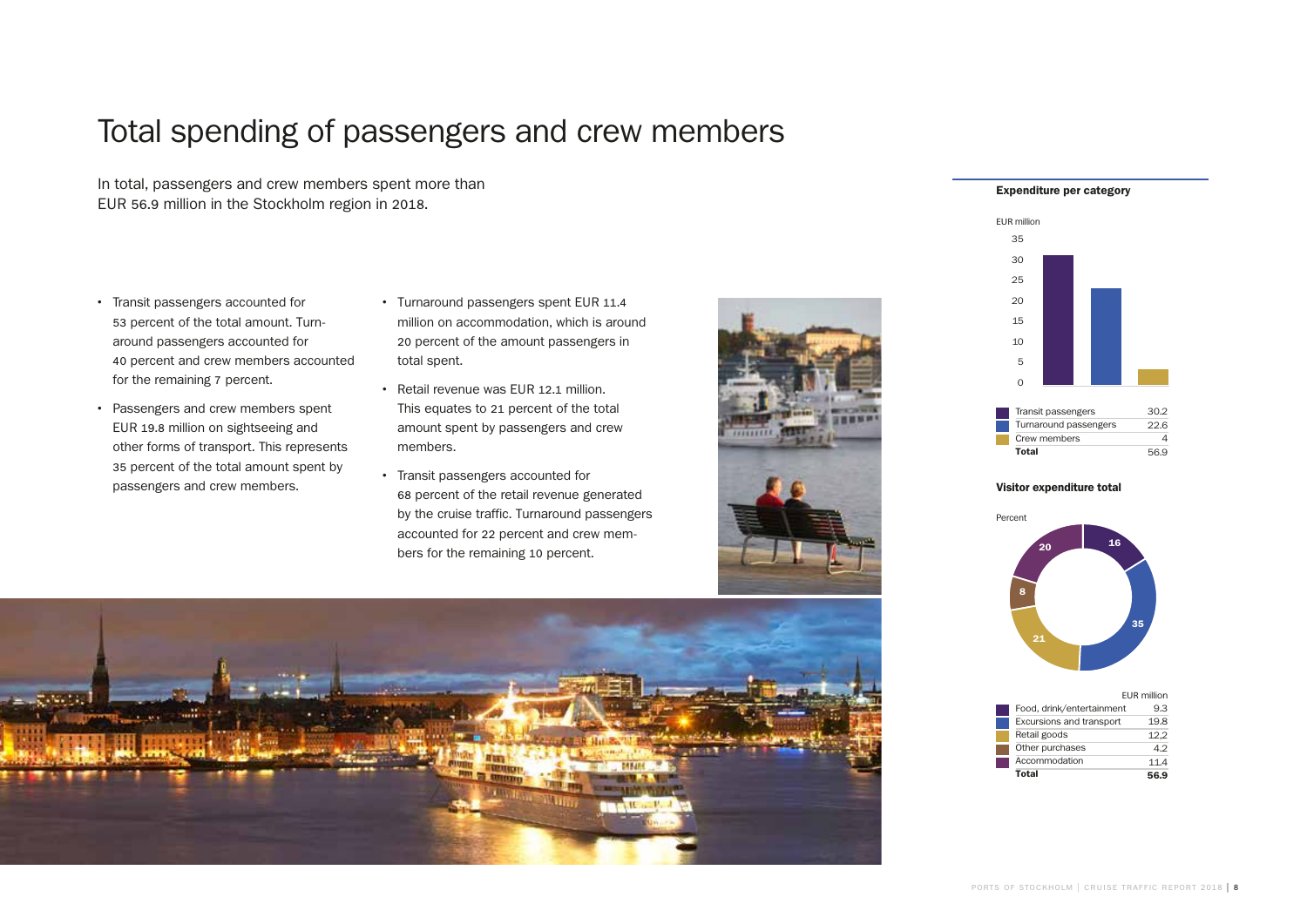# Total spending of passengers and crew members

In total, passengers and crew members spent more than EUR 56.9 million in the Stockholm region in 2018.

- Transit passengers accounted for 53 percent of the total amount. Turnaround passengers accounted for 40 percent and crew members accounted for the remaining 7 percent.
- Passengers and crew members spent EUR 19.8 million on sightseeing and other forms of transport. This represents 35 percent of the total amount spent by passengers and crew members.
- Turnaround passengers spent EUR 11.4 million on accommodation, which is around 20 percent of the amount passengers in total spent.
- Retail revenue was EUR 12.1 million. This equates to 21 percent of the total amount spent by passengers and crew members.
- Transit passengers accounted for 68 percent of the retail revenue generated by the cruise traffic. Turnaround passengers accounted for 22 percent and crew members for the remaining 10 percent.

**Expenditure per category**

EUR million

| | |
|---|---|
| Transit passengers | 30.2 |
| Turnaround passengers | 22.6 |
| Crew members | 4 |
| **Total** | 56.9 |

**Visitor expenditure total**

Percent

| | EUR million |
|---|---|
| Food, drink/entertainment | 9.3 |
| Excursions and transport | 19.8 |
| Retail goods | 12.2 |
| Other purchases | 4.2 |
| Accommodation | 11.4 |
| **Total** | **56.9** |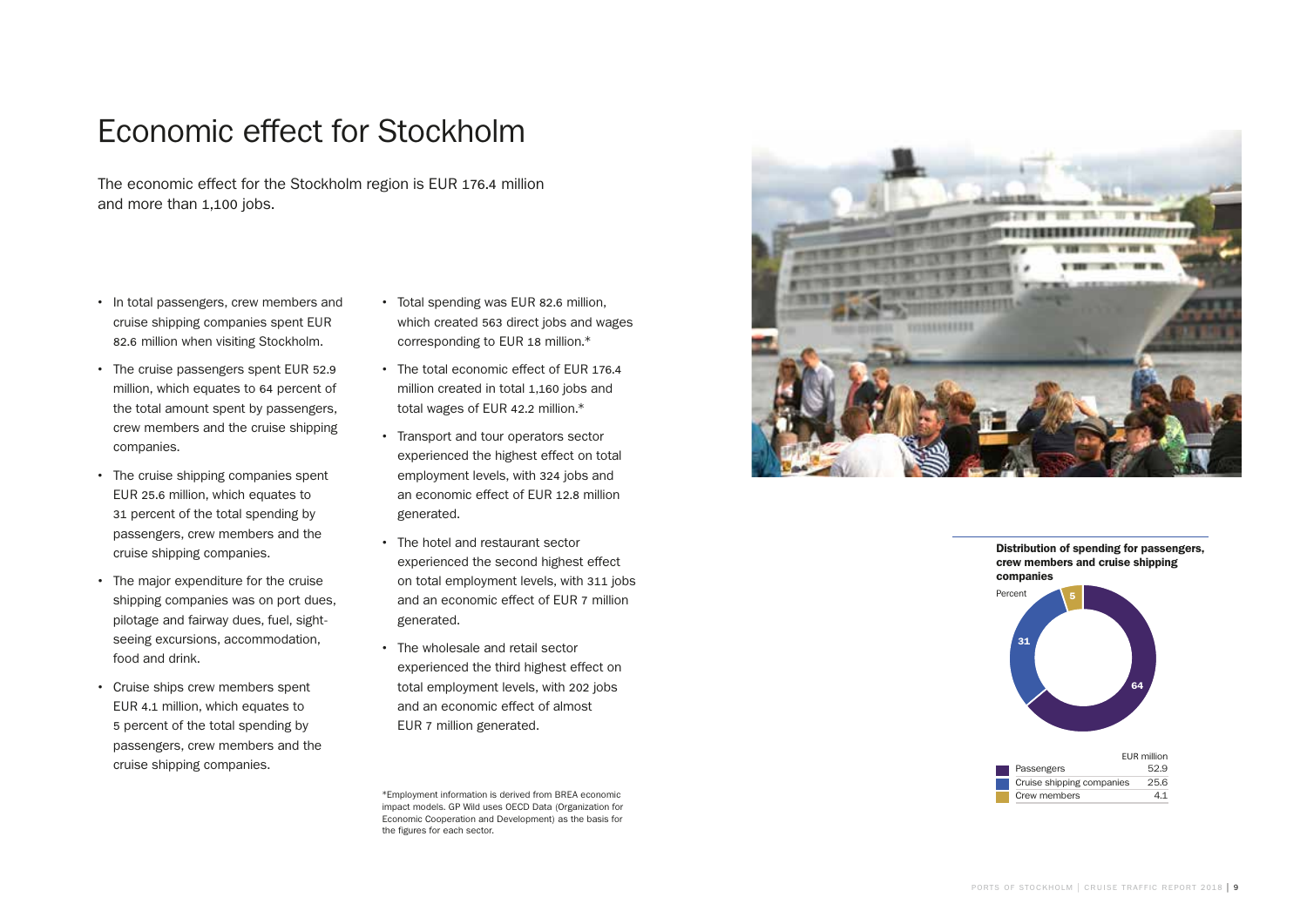# Economic effect for Stockholm

The economic effect for the Stockholm region is EUR 176.4 million and more than 1,100 jobs.

- In total passengers, crew members and cruise shipping companies spent EUR 82.6 million when visiting Stockholm.
- The cruise passengers spent EUR 52.9 million, which equates to 64 percent of the total amount spent by passengers, crew members and the cruise shipping companies.
- The cruise shipping companies spent EUR 25.6 million, which equates to 31 percent of the total spending by passengers, crew members and the cruise shipping companies.
- The major expenditure for the cruise shipping companies was on port dues, pilotage and fairway dues, fuel, sight-seeing excursions, accommodation, food and drink.
- Cruise ships crew members spent EUR 4.1 million, which equates to 5 percent of the total spending by passengers, crew members and the cruise shipping companies.
- Total spending was EUR 82.6 million, which created 563 direct jobs and wages corresponding to EUR 18 million.*
- The total economic effect of EUR 176.4 million created in total 1,160 jobs and total wages of EUR 42.2 million.*
- Transport and tour operators sector experienced the highest effect on total employment levels, with 324 jobs and an economic effect of EUR 12.8 million generated.
- The hotel and restaurant sector experienced the second highest effect on total employment levels, with 311 jobs and an economic effect of EUR 7 million generated.
- The wholesale and retail sector experienced the third highest effect on total employment levels, with 202 jobs and an economic effect of almost EUR 7 million generated.

*Employment information is derived from BREA economic impact models. GP Wild uses OECD Data (Organization for Economic Cooperation and Development) as the basis for the figures for each sector.

**Distribution of spending for passengers, crew members and cruise shipping companies**

Percent: Passengers 64, Cruise shipping companies 31, Crew members 5

| | EUR million |
|---|---|
| Passengers | 52.9 |
| Cruise shipping companies | 25.6 |
| Crew members | 4.1 |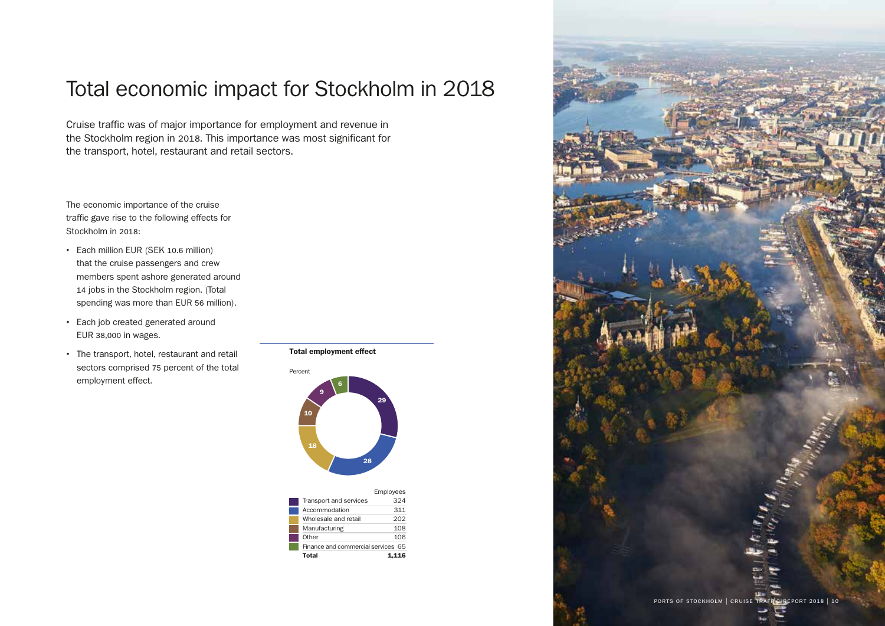# Total economic impact for Stockholm in 2018

Cruise traffic was of major importance for employment and revenue in the Stockholm region in 2018. This importance was most significant for the transport, hotel, restaurant and retail sectors.

The economic importance of the cruise traffic gave rise to the following effects for Stockholm in 2018:

- Each million EUR (SEK 10.6 million) that the cruise passengers and crew members spent ashore generated around 14 jobs in the Stockholm region. (Total spending was more than EUR 56 million).
- Each job created generated around EUR 38,000 in wages.
- The transport, hotel, restaurant and retail sectors comprised 75 percent of the total employment effect.

**Total employment effect**

Percent

| Sector | Percent | Employees |
|---|---|---|
| Transport and services | 29 | 324 |
| Accommodation | 28 | 311 |
| Wholesale and retail | 18 | 202 |
| Manufacturing | 10 | 108 |
| Other | 9 | 106 |
| Finance and commercial services | 6 | 65 |
| **Total** | | **1,116** |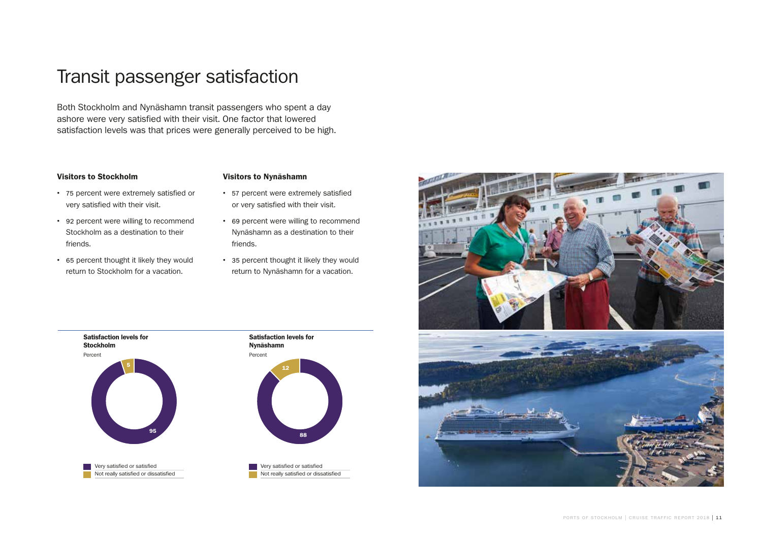# Transit passenger satisfaction

Both Stockholm and Nynäshamn transit passengers who spent a day ashore were very satisfied with their visit. One factor that lowered satisfaction levels was that prices were generally perceived to be high.

### Visitors to Stockholm

- 75 percent were extremely satisfied or very satisfied with their visit.
- 92 percent were willing to recommend Stockholm as a destination to their friends.
- 65 percent thought it likely they would return to Stockholm for a vacation.

### Visitors to Nynäshamn

- 57 percent were extremely satisfied or very satisfied with their visit.
- 69 percent were willing to recommend Nynäshamn as a destination to their friends.
- 35 percent thought it likely they would return to Nynäshamn for a vacation.

**Satisfaction levels for Stockholm**

Percent

| Category | Percent |
|---|---|
| Very satisfied or satisfied | 95 |
| Not really satisfied or dissatisfied | 5 |

**Satisfaction levels for Nynäshamn**

Percent

| Category | Percent |
|---|---|
| Very satisfied or satisfied | 88 |
| Not really satisfied or dissatisfied | 12 |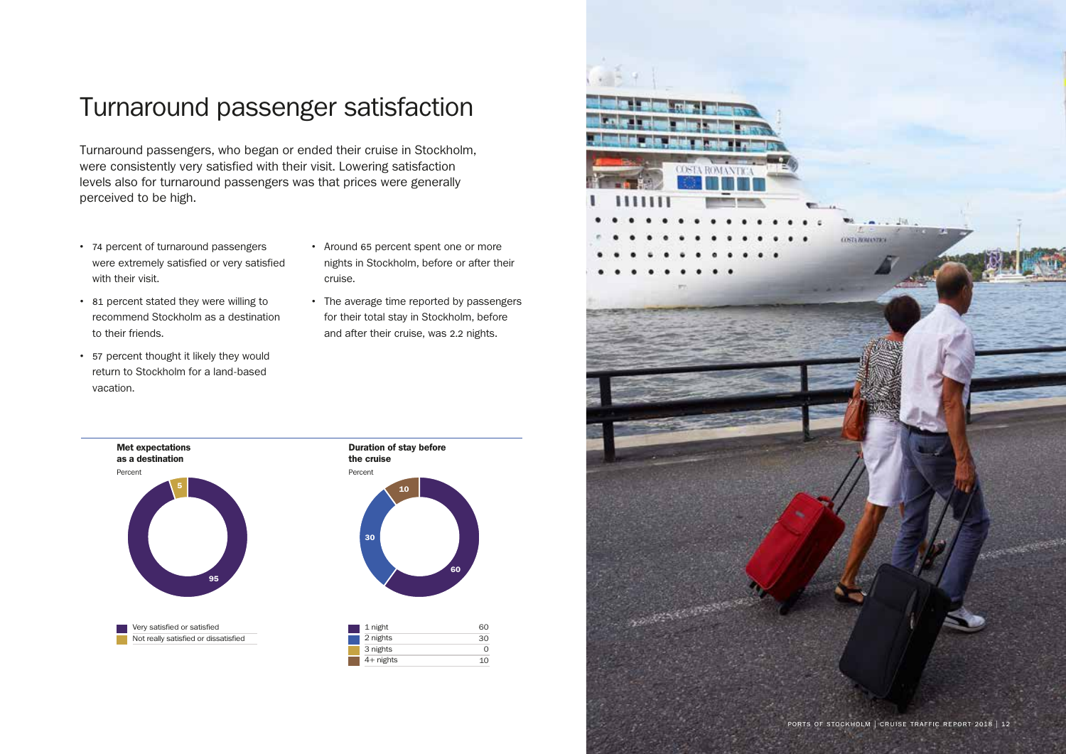# Turnaround passenger satisfaction

Turnaround passengers, who began or ended their cruise in Stockholm, were consistently very satisfied with their visit. Lowering satisfaction levels also for turnaround passengers was that prices were generally perceived to be high.

- 74 percent of turnaround passengers were extremely satisfied or very satisfied with their visit.
- 81 percent stated they were willing to recommend Stockholm as a destination to their friends.
- 57 percent thought it likely they would return to Stockholm for a land-based vacation.
- Around 65 percent spent one or more nights in Stockholm, before or after their cruise.
- The average time reported by passengers for their total stay in Stockholm, before and after their cruise, was 2.2 nights.

**Met expectations as a destination**

Percent

| | Percent |
|---|---|
| Very satisfied or satisfied | 95 |
| Not really satisfied or dissatisfied | 5 |

**Duration of stay before the cruise**

Percent

| | Percent |
|---|---|
| 1 night | 60 |
| 2 nights | 30 |
| 3 nights | 0 |
| 4+ nights | 10 |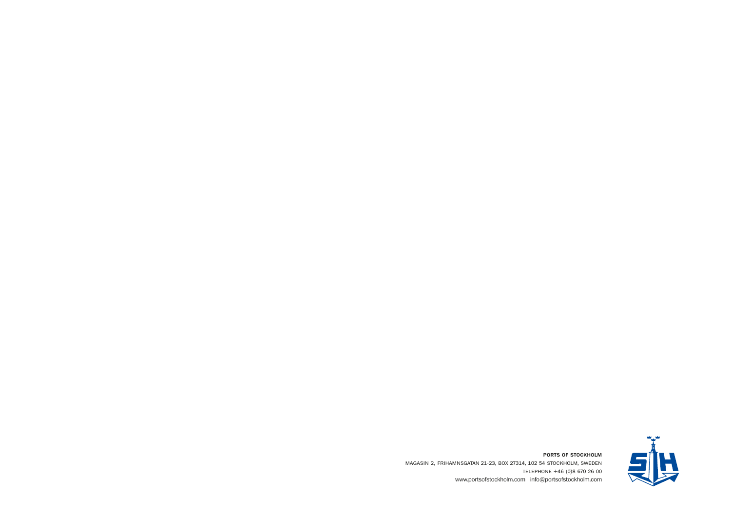**PORTS OF STOCKHOLM**

MAGASIN 2, FRIHAMNSGATAN 21-23, BOX 27314, 102 54 STOCKHOLM, SWEDEN

TELEPHONE +46 (0)8 670 26 00

www.portsofstockholm.com info@portsofstockholm.com